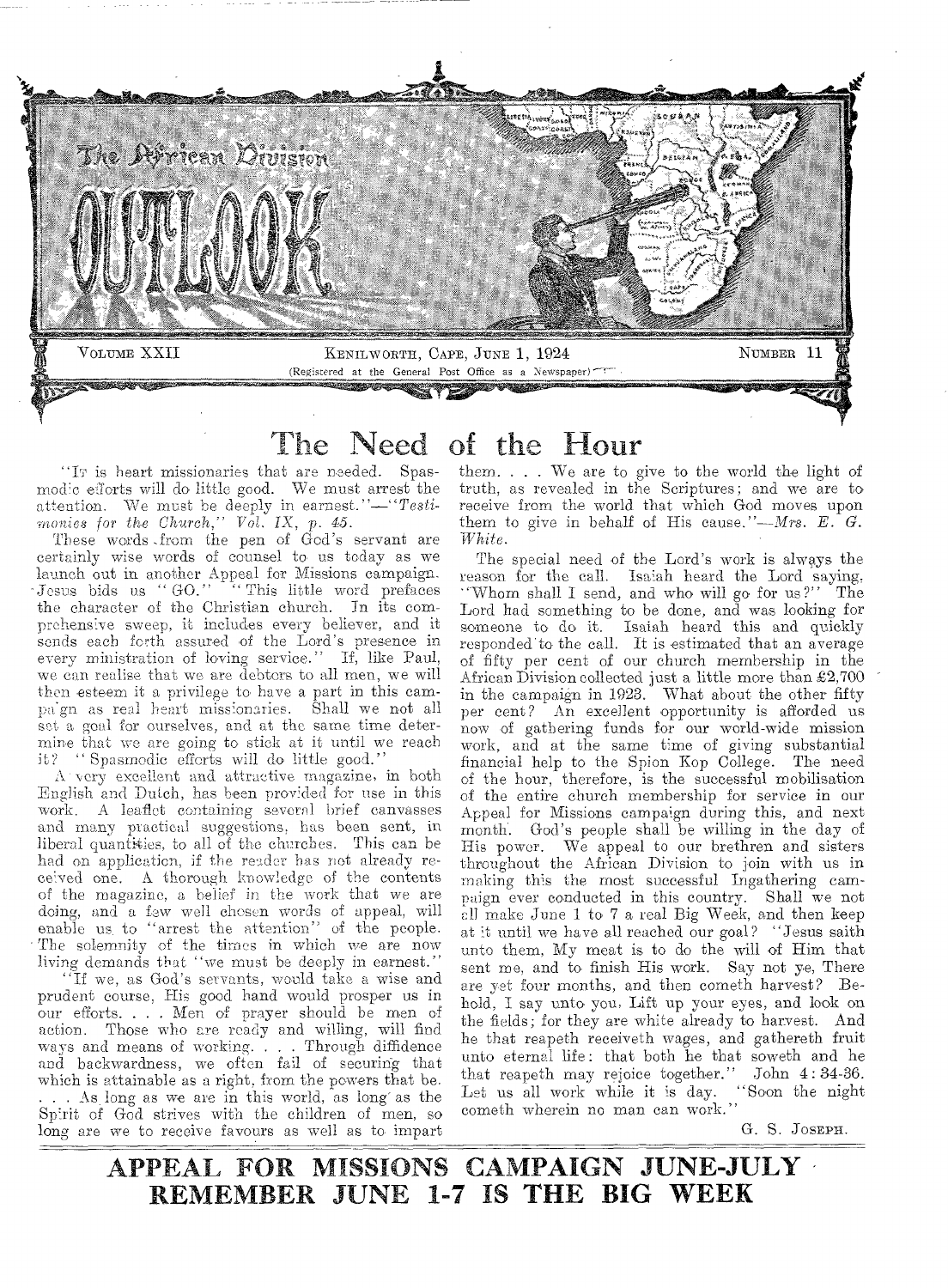# The African Division OUTLOOK

VOLUME XXII — KENILWORTH, CAPE, JUNE 1, 1924 — NUMBER 11

(Registered at the General Post Office as a Newspaper)

# The Need of the Hour

"IT is heart missionaries that are needed. Spasmodic efforts will do little good. We must arrest the attention. We must be deeply in earnest."—"*Testimonies for the Church*," *Vol. IX, p. 45.*

These words from the pen of God's servant are certainly wise words of counsel to us today as we launch out in another Appeal for Missions campaign. Jesus bids us "GO." "This little word prefaces the character of the Christian church. In its comprehensive sweep, it includes every believer, and it sends each forth assured of the Lord's presence in every ministration of loving service." If, like Paul, we can realise that we are debtors to all men, we will then esteem it a privilege to have a part in this campaign as real heart missionaries. Shall we not all set a goal for ourselves, and at the same time determine that we are going to stick at it until we reach it? "Spasmodic efforts will do little good."

A very excellent and attractive magazine, in both English and Dutch, has been provided for use in this work. A leaflet containing several brief canvasses and many practical suggestions, has been sent, in liberal quantities, to all of the churches. This can be had on application, if the reader has not already received one. A thorough knowledge of the contents of the magazine, a belief in the work that we are doing, and a few well chosen words of appeal, will enable us to "arrest the attention" of the people. The solemnity of the times in which we are now living demands that "we must be deeply in earnest."

"If we, as God's servants, would take a wise and prudent course, His good hand would prosper us in our efforts. . . . Men of prayer should be men of action. Those who are ready and willing, will find ways and means of working. . . . Through diffidence and backwardness, we often fail of securing that which is attainable as a right, from the powers that be. . . . As long as we are in this world, as long as the Spirit of God strives with the children of men, so long are we to receive favours as well as to impart them. . . . We are to give to the world the light of truth, as revealed in the Scriptures; and we are to receive from the world that which God moves upon them to give in behalf of His cause."—*Mrs. E. G. White.*

The special need of the Lord's work is always the reason for the call. Isaiah heard the Lord saying, "Whom shall I send, and who will go for us?" The Lord had something to be done, and was looking for someone to do it. Isaiah heard this and quickly responded to the call. It is estimated that an average of fifty per cent of our church membership in the African Division collected just a little more than £2,700 in the campaign in 1923. What about the other fifty per cent? An excellent opportunity is afforded us now of gathering funds for our world-wide mission work, and at the same time of giving substantial financial help to the Spion Kop College. The need of the hour, therefore, is the successful mobilisation of the entire church membership for service in our Appeal for Missions campaign during this, and next month. God's people shall be willing in the day of His power. We appeal to our brethren and sisters throughout the African Division to join with us in making this the most successful Ingathering campaign ever conducted in this country. Shall we not all make June 1 to 7 a real Big Week, and then keep at it until we have all reached our goal? "Jesus saith unto them, My meat is to do the will of Him that sent me, and to finish His work. Say not ye, There are yet four months, and then cometh harvest? Behold, I say unto you, Lift up your eyes, and look on the fields; for they are white already to harvest. And he that reapeth receiveth wages, and gathereth fruit unto eternal life: that both he that soweth and he that reapeth may rejoice together." John 4: 34-36. Let us all work while it is day. "Soon the night cometh wherein no man can work."

G. S. JOSEPH.

## APPEAL FOR MISSIONS CAMPAIGN JUNE-JULY
## REMEMBER JUNE 1-7 IS THE BIG WEEK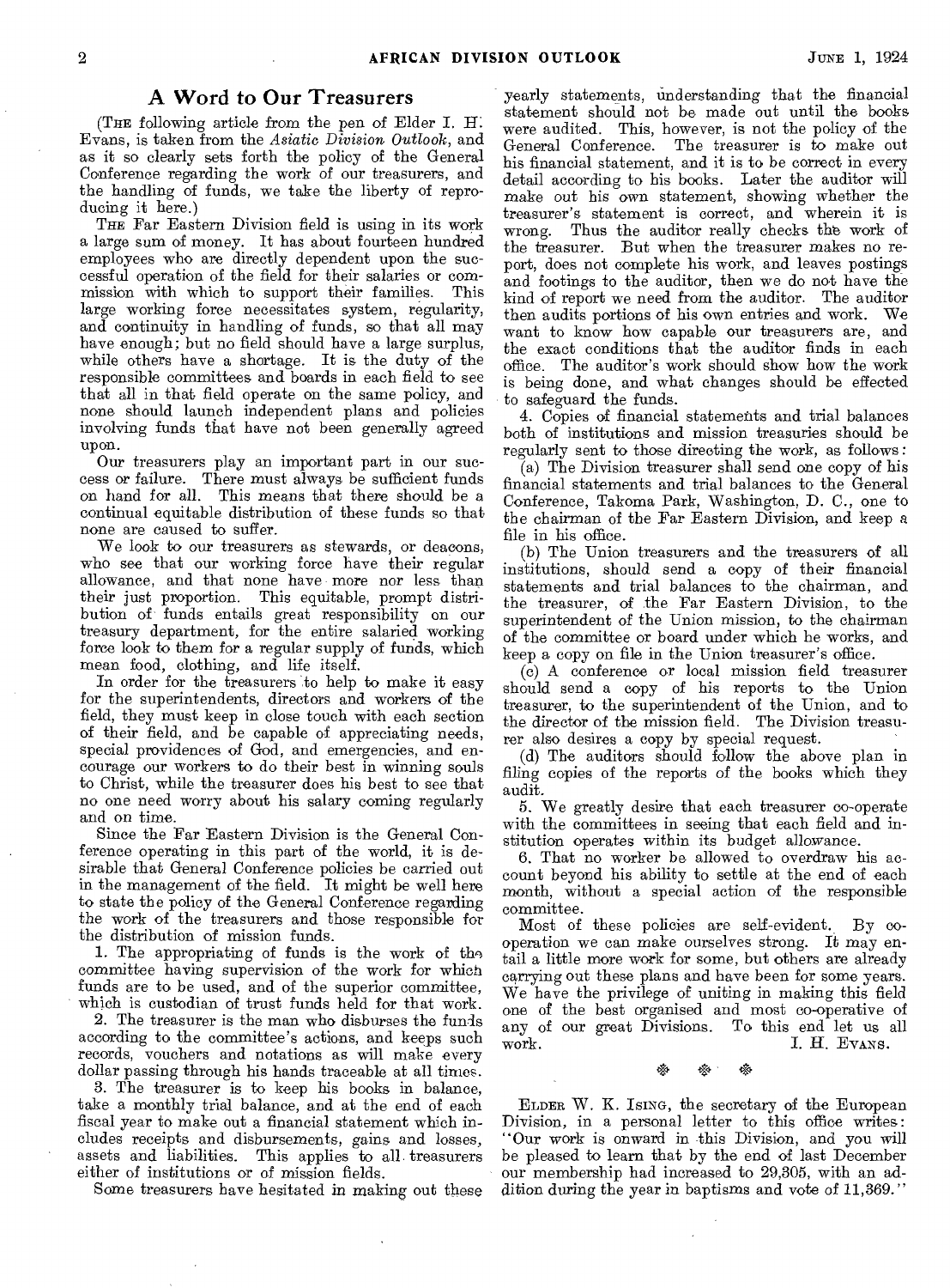## A Word to Our Treasurers

(The following article from the pen of Elder I. H. Evans, is taken from the *Asiatic Division Outlook*, and as it so clearly sets forth the policy of the General Conference regarding the work of our treasurers, and the handling of funds, we take the liberty of reproducing it here.)

The Far Eastern Division field is using in its work a large sum of money. It has about fourteen hundred employees who are directly dependent upon the successful operation of the field for their salaries or commission with which to support their families. This large working force necessitates system, regularity, and continuity in handling of funds, so that all may have enough; but no field should have a large surplus, while others have a shortage. It is the duty of the responsible committees and boards in each field to see that all in that field operate on the same policy, and none should launch independent plans and policies involving funds that have not been generally agreed upon.

Our treasurers play an important part in our success or failure. There must always be sufficient funds on hand for all. This means that there should be a continual equitable distribution of these funds so that none are caused to suffer.

We look to our treasurers as stewards, or deacons, who see that our working force have their regular allowance, and that none have more nor less than their just proportion. This equitable, prompt distribution of funds entails great responsibility on our treasury department, for the entire salaried working force look to them for a regular supply of funds, which mean food, clothing, and life itself.

In order for the treasurers to help to make it easy for the superintendents, directors and workers of the field, they must keep in close touch with each section of their field, and be capable of appreciating needs, special providences of God, and emergencies, and encourage our workers to do their best in winning souls to Christ, while the treasurer does his best to see that no one need worry about his salary coming regularly and on time.

Since the Far Eastern Division is the General Conference operating in this part of the world, it is desirable that General Conference policies be carried out in the management of the field. It might be well here to state the policy of the General Conference regarding the work of the treasurers and those responsible for the distribution of mission funds.

1. The appropriating of funds is the work of the committee having supervision of the work for which funds are to be used, and of the superior committee, which is custodian of trust funds held for that work.

2. The treasurer is the man who disburses the funds according to the committee's actions, and keeps such records, vouchers and notations as will make every dollar passing through his hands traceable at all times.

3. The treasurer is to keep his books in balance, take a monthly trial balance, and at the end of each fiscal year to make out a financial statement which includes receipts and disbursements, gains and losses, assets and liabilities. This applies to all treasurers either of institutions or of mission fields.

Some treasurers have hesitated in making out these yearly statements, understanding that the financial statement should not be made out until the books were audited. This, however, is not the policy of the General Conference. The treasurer is to make out his financial statement, and it is to be correct in every detail according to his books. Later the auditor will make out his own statement, showing whether the treasurer's statement is correct, and wherein it is wrong. Thus the auditor really checks the work of the treasurer. But when the treasurer makes no report, does not complete his work, and leaves postings and footings to the auditor, then we do not have the kind of report we need from the auditor. The auditor then audits portions of his own entries and work. We want to know how capable our treasurers are, and the exact conditions that the auditor finds in each office. The auditor's work should show how the work is being done, and what changes should be effected to safeguard the funds.

4. Copies of financial statements and trial balances both of institutions and mission treasuries should be regularly sent to those directing the work, as follows:

(a) The Division treasurer shall send one copy of his financial statements and trial balances to the General Conference, Takoma Park, Washington, D. C., one to the chairman of the Far Eastern Division, and keep a file in his office.

(b) The Union treasurers and the treasurers of all institutions, should send a copy of their financial statements and trial balances to the chairman, and the treasurer, of the Far Eastern Division, to the superintendent of the Union mission, to the chairman of the committee or board under which he works, and keep a copy on file in the Union treasurer's office.

(c) A conference or local mission field treasurer should send a copy of his reports to the Union treasurer, to the superintendent of the Union, and to the director of the mission field. The Division treasurer also desires a copy by special request.

(d) The auditors should follow the above plan in filing copies of the reports of the books which they audit.

5. We greatly desire that each treasurer co-operate with the committees in seeing that each field and institution operates within its budget allowance.

6. That no worker be allowed to overdraw his account beyond his ability to settle at the end of each month, without a special action of the responsible committee.

Most of these policies are self-evident. By co-operation we can make ourselves strong. It may entail a little more work for some, but others are already carrying out these plans and have been for some years. We have the privilege of uniting in making this field one of the best organised and most co-operative of any of our great Divisions. To this end let us all work.

I. H. Evans.

❖ ❖ ❖

Elder W. K. Ising, the secretary of the European Division, in a personal letter to this office writes: "Our work is onward in this Division, and you will be pleased to learn that by the end of last December our membership had increased to 29,305, with an addition during the year in baptisms and vote of 11,369."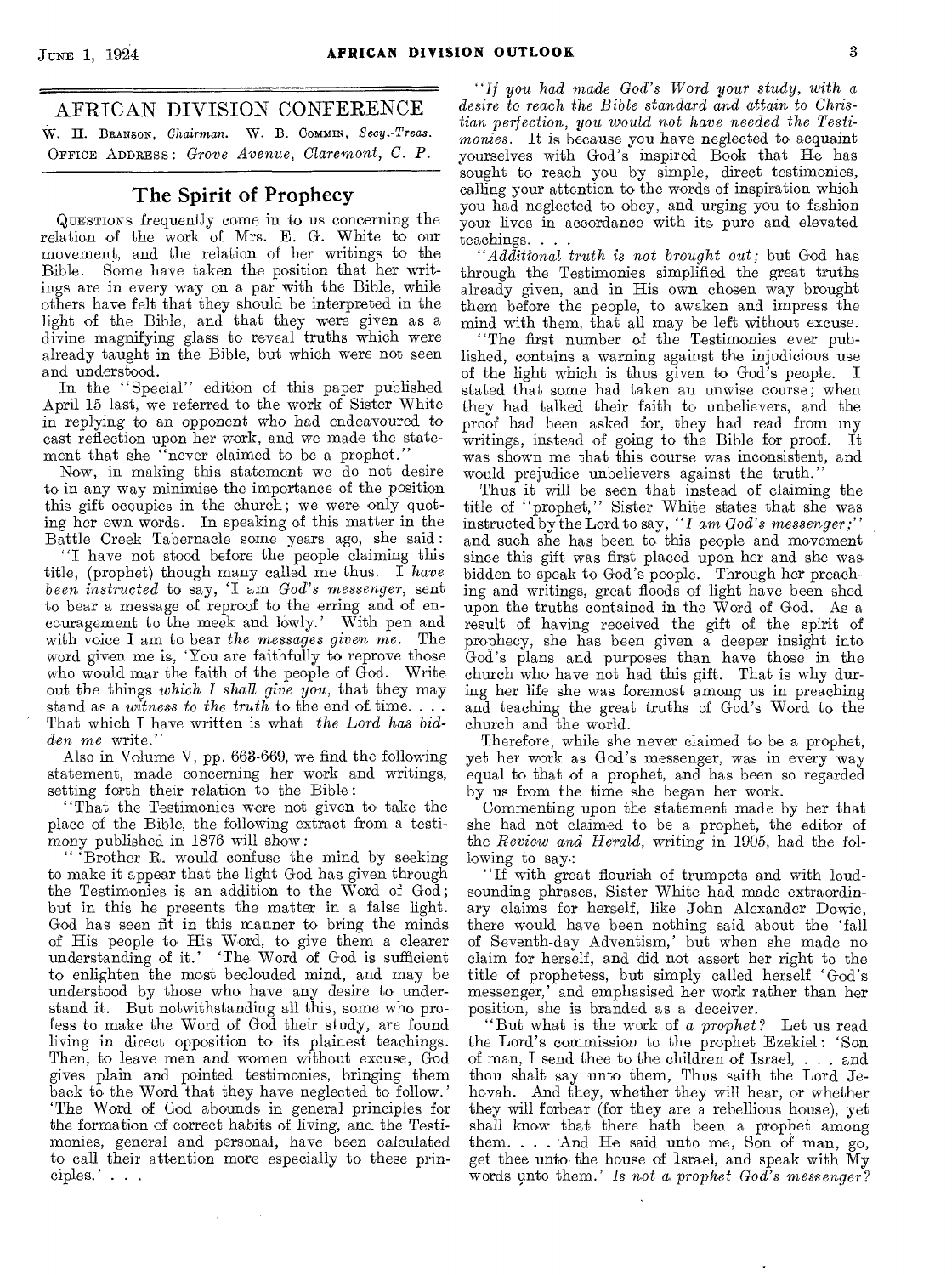# AFRICAN DIVISION CONFERENCE

W. H. BRANSON, *Chairman*. W. B. COMMIN, *Secy.-Treas.*
OFFICE ADDRESS: *Grove Avenue, Claremont, C. P.*

## The Spirit of Prophecy

QUESTIONS frequently come in to us concerning the relation of the work of Mrs. E. G. White to our movement, and the relation of her writings to the Bible. Some have taken the position that her writings are in every way on a par with the Bible, while others have felt that they should be interpreted in the light of the Bible, and that they were given as a divine magnifying glass to reveal truths which were already taught in the Bible, but which were not seen and understood.

In the "Special" edition of this paper published April 15 last, we referred to the work of Sister White in replying to an opponent who had endeavoured to cast reflection upon her work, and we made the statement that she "never claimed to be a prophet."

Now, in making this statement we do not desire to in any way minimise the importance of the position this gift occupies in the church; we were only quoting her own words. In speaking of this matter in the Battle Creek Tabernacle some years ago, she said:

"I have not stood before the people claiming this title, (prophet) though many called me thus. I *have been instructed* to say, 'I am *God's messenger*, sent to bear a message of reproof to the erring and of encouragement to the meek and lowly.' With pen and with voice I am to bear *the messages given me*. The word given me is, 'You are faithfully to reprove those who would mar the faith of the people of God. Write out the things *which I shall give you*, that they may stand as a *witness to the truth* to the end of time. . . . That which I have written is what *the Lord has bidden me* write."

Also in Volume V, pp. 663-669, we find the following statement, made concerning her work and writings, setting forth their relation to the Bible:

"That the Testimonies were not given to take the place of the Bible, the following extract from a testimony published in 1876 will show:

" 'Brother R. would confuse the mind by seeking to make it appear that the light God has given through the Testimonies is an addition to the Word of God; but in this he presents the matter in a false light. God has seen fit in this manner to bring the minds of His people to His Word, to give them a clearer understanding of it.' 'The Word of God is sufficient to enlighten the most beclouded mind, and may be understood by those who have any desire to understand it. But notwithstanding all this, some who profess to make the Word of God their study, are found living in direct opposition to its plainest teachings. Then, to leave men and women without excuse, God gives plain and pointed testimonies, bringing them back to the Word that they have neglected to follow.' 'The Word of God abounds in general principles for the formation of correct habits of living, and the Testimonies, general and personal, have been calculated to call their attention more especially to these principles.' . . .

"*If you had made God's Word your study, with a desire to reach the Bible standard and attain to Christian perfection, you would not have needed the Testimonies.* It is because you have neglected to acquaint yourselves with God's inspired Book that He has sought to reach you by simple, direct testimonies, calling your attention to the words of inspiration which you had neglected to obey, and urging you to fashion your lives in accordance with its pure and elevated teachings. . . .

"*Additional truth is not brought out;* but God has through the Testimonies simplified the great truths already given, and in His own chosen way brought them before the people, to awaken and impress the mind with them, that all may be left without excuse.

"The first number of the Testimonies ever published, contains a warning against the injudicious use of the light which is thus given to God's people. I stated that some had taken an unwise course; when they had talked their faith to unbelievers, and the proof had been asked for, they had read from my writings, instead of going to the Bible for proof. It was shown me that this course was inconsistent, and would prejudice unbelievers against the truth."

Thus it will be seen that instead of claiming the title of "prophet," Sister White states that she was instructed by the Lord to say, "*I am God's messenger;*" and such she has been to this people and movement since this gift was first placed upon her and she was bidden to speak to God's people. Through her preaching and writings, great floods of light have been shed upon the truths contained in the Word of God. As a result of having received the gift of the spirit of prophecy, she has been given a deeper insight into God's plans and purposes than have those in the church who have not had this gift. That is why during her life she was foremost among us in preaching and teaching the great truths of God's Word to the church and the world.

Therefore, while she never claimed to be a prophet, yet her work as God's messenger, was in every way equal to that of a prophet, and has been so regarded by us from the time she began her work.

Commenting upon the statement made by her that she had not claimed to be a prophet, the editor of the *Review and Herald*, writing in 1905, had the following to say:

"If with great flourish of trumpets and with loud-sounding phrases, Sister White had made extraordinary claims for herself, like John Alexander Dowie, there would have been nothing said about the 'fall of Seventh-day Adventism,' but when she made no claim for herself, and did not assert her right to the title of prophetess, but simply called herself 'God's messenger,' and emphasised her work rather than her position, she is branded as a deceiver.

"But what is the work of *a prophet*? Let us read the Lord's commission to the prophet Ezekiel: 'Son of man, I send thee to the children of Israel, . . . and thou shalt say unto them, Thus saith the Lord Jehovah. And they, whether they will hear, or whether they will forbear (for they are a rebellious house), yet shall know that there hath been a prophet among them. . . . And He said unto me, Son of man, go, get thee unto the house of Israel, and speak with My words unto them.' *Is not a prophet God's messenger?*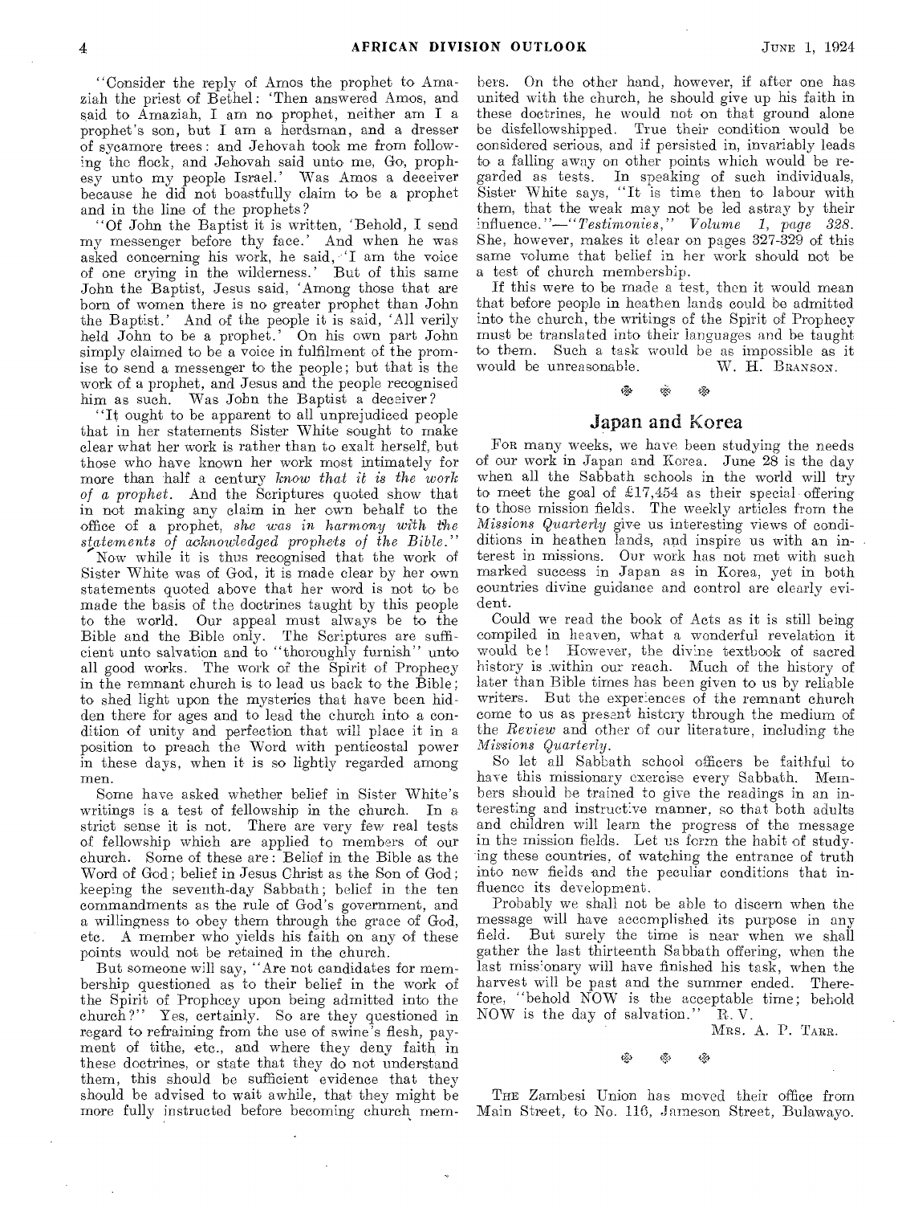"Consider the reply of Amos the prophet to Amaziah the priest of Bethel: 'Then answered Amos, and said to Amaziah, I am no prophet, neither am I a prophet's son, but I am a herdsman, and a dresser of sycamore trees: and Jehovah took me from following the flock, and Jehovah said unto me, Go, prophesy unto my people Israel.' Was Amos a deceiver because he did not boastfully claim to be a prophet and in the line of the prophets?

"Of John the Baptist it is written, 'Behold, I send my messenger before thy face.' And when he was asked concerning his work, he said, 'I am the voice of one crying in the wilderness.' But of this same John the Baptist, Jesus said, 'Among those that are born of women there is no greater prophet than John the Baptist.' And of the people it is said, 'All verily held John to be a prophet.' On his own part John simply claimed to be a voice in fulfilment of the promise to send a messenger to the people; but that is the work of a prophet, and Jesus and the people recognised him as such. Was John the Baptist a deceiver?

"It ought to be apparent to all unprejudiced people that in her statements Sister White sought to make clear what her work is rather than to exalt herself, but those who have known her work most intimately for more than half a century *know that it is the work of a prophet*. And the Scriptures quoted show that in not making any claim in her own behalf to the office of a prophet, *she was in harmony with the statements of acknowledged prophets of the Bible*."

Now while it is thus recognised that the work of Sister White was of God, it is made clear by her own statements quoted above that her word is not to be made the basis of the doctrines taught by this people to the world. Our appeal must always be to the Bible and the Bible only. The Scriptures are sufficient unto salvation and to "thoroughly furnish" unto all good works. The work of the Spirit of Prophecy in the remnant church is to lead us back to the Bible; to shed light upon the mysteries that have been hidden there for ages and to lead the church into a condition of unity and perfection that will place it in a position to preach the Word with penticostal power in these days, when it is so lightly regarded among men.

Some have asked whether belief in Sister White's writings is a test of fellowship in the church. In a strict sense it is not. There are very few real tests of fellowship which are applied to members of our church. Some of these are: Belief in the Bible as the Word of God; belief in Jesus Christ as the Son of God; keeping the seventh-day Sabbath; belief in the ten commandments as the rule of God's government, and a willingness to obey them through the grace of God, etc. A member who yields his faith on any of these points would not be retained in the church.

But someone will say, "Are not candidates for membership questioned as to their belief in the work of the Spirit of Prophecy upon being admitted into the church?" Yes, certainly. So are they questioned in regard to refraining from the use of swine's flesh, payment of tithe, etc., and where they deny faith in these doctrines, or state that they do not understand them, this should be sufficient evidence that they should be advised to wait awhile, that they might be more fully instructed before becoming church members. On the other hand, however, if after one has united with the church, he should give up his faith in these doctrines, he would not on that ground alone be disfellowshipped. True their condition would be considered serious, and if persisted in, invariably leads to a falling away on other points which would be regarded as tests. In speaking of such individuals, Sister White says, "It is time then to labour with them, that the weak may not be led astray by their influence."—*"Testimonies," Volume 1, page 328.* She, however, makes it clear on pages 327-329 of this same volume that belief in her work should not be a test of church membership.

If this were to be made a test, then it would mean that before people in heathen lands could be admitted into the church, the writings of the Spirit of Prophecy must be translated into their languages and be taught to them. Such a task would be as impossible as it would be unreasonable.

W. H. BRANSON.

## Japan and Korea

FOR many weeks, we have been studying the needs of our work in Japan and Korea. June 28 is the day when all the Sabbath schools in the world will try to meet the goal of £17,454 as their special offering to those mission fields. The weekly articles from the *Missions Quarterly* give us interesting views of conditions in heathen lands, and inspire us with an interest in missions. Our work has not met with such marked success in Japan as in Korea, yet in both countries divine guidance and control are clearly evident.

Could we read the book of Acts as it is still being compiled in heaven, what a wonderful revelation it would be! However, the divine textbook of sacred history is within our reach. Much of the history of later than Bible times has been given to us by reliable writers. But the experiences of the remnant church come to us as present history through the medium of the *Review* and other of our literature, including the *Missions Quarterly*.

So let all Sabbath school officers be faithful to have this missionary exercise every Sabbath. Members should be trained to give the readings in an interesting and instructive manner, so that both adults and children will learn the progress of the message in the mission fields. Let us form the habit of studying these countries, of watching the entrance of truth into new fields and the peculiar conditions that influence its development.

Probably we shall not be able to discern when the message will have accomplished its purpose in any field. But surely the time is near when we shall gather the last thirteenth Sabbath offering, when the last missionary will have finished his task, when the harvest will be past and the summer ended. Therefore, "behold NOW is the acceptable time; behold NOW is the day of salvation." R. V.

MRS. A. P. TARR.

THE Zambesi Union has moved their office from Main Street, to No. 116, Jameson Street, Bulawayo.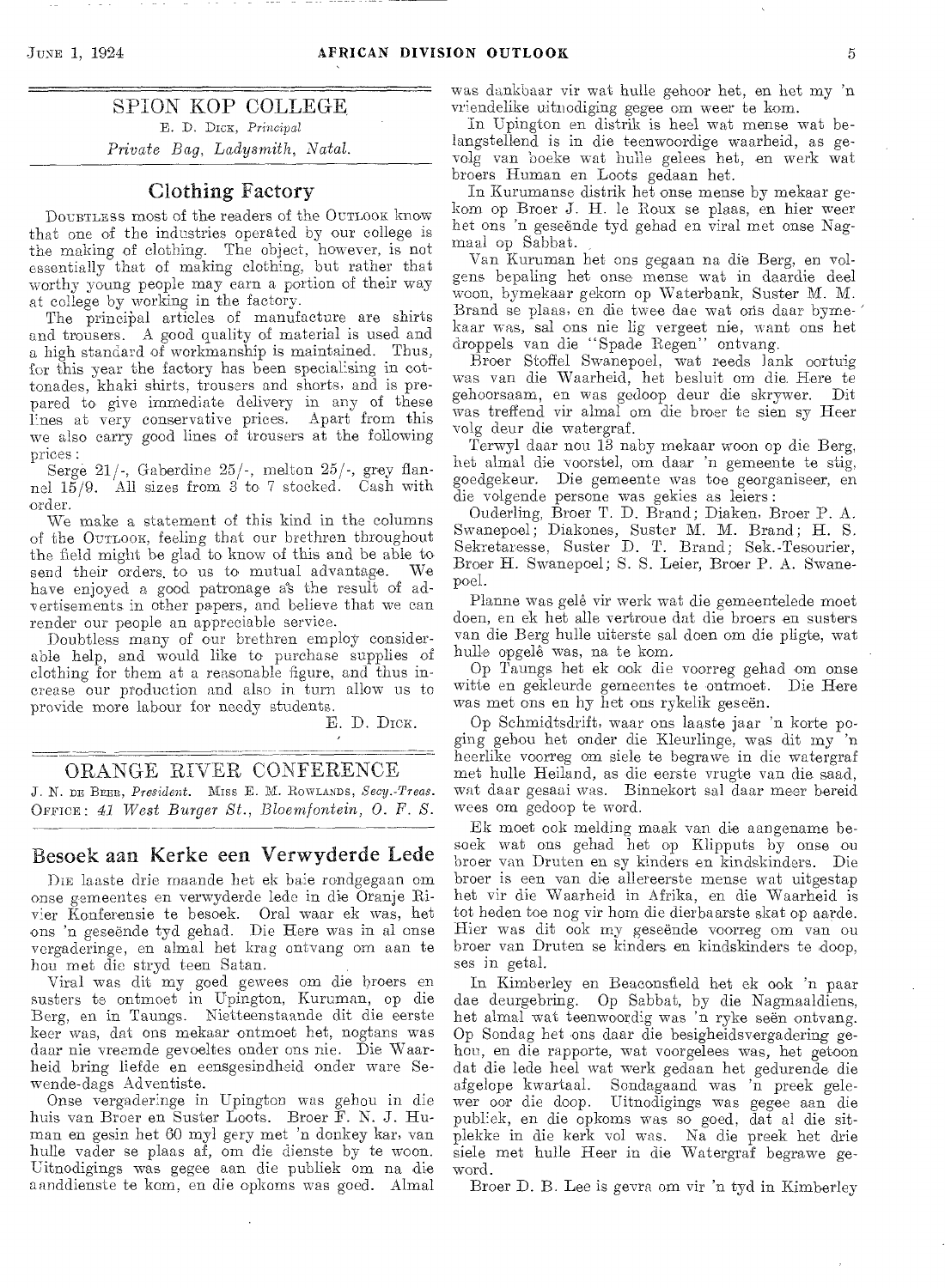## SPION KOP COLLEGE

E. D. DICK, *Principal*

*Private Bag, Ladysmith, Natal.*

### Clothing Factory

DOUBTLESS most of the readers of the OUTLOOK know that one of the industries operated by our college is the making of clothing. The object, however, is not essentially that of making clothing, but rather that worthy young people may earn a portion of their way at college by working in the factory.

The principal articles of manufacture are shirts and trousers. A good quality of material is used and a high standard of workmanship is maintained. Thus, for this year the factory has been specialising in cottonades, khaki shirts, trousers and shorts, and is prepared to give immediate delivery in any of these lines at very conservative prices. Apart from this we also carry good lines of trousers at the following prices:

Serge 21/-, Gaberdine 25/-, melton 25/-, grey flannel 15/9. All sizes from 3 to 7 stocked. Cash with order.

We make a statement of this kind in the columns of the OUTLOOK, feeling that our brethren throughout the field might be glad to know of this and be able to send their orders to us to mutual advantage. We have enjoyed a good patronage as the result of advertisements in other papers, and believe that we can render our people an appreciable service.

Doubtless many of our brethren employ considerable help, and would like to purchase supplies of clothing for them at a reasonable figure, and thus increase our production and also in turn allow us to provide more labour for needy students.

E. D. DICK.

## ORANGE RIVER CONFERENCE

J. N. DE BEER, *President*. MISS E. M. ROWLANDS, *Secy.-Treas.*

OFFICE: *41 West Burger St., Bloemfontein, O. F. S.*

### Besoek aan Kerke een Verwyderde Lede

DIE laaste drie maande het ek baie rondgegaan om onse gemeentes en verwyderde lede in die Oranje Rivier Konferensie te besoek. Oral waar ek was, het ons 'n geseënde tyd gehad. Die Here was in al onse vergaderinge, en almal het krag ontvang om aan te hou met die stryd teen Satan.

Viral was dit my goed gewees om die broers en susters te ontmoet in Upington, Kuruman, op die Berg, en in Taungs. Nietteenstaande dit die eerste keer was, dat ons mekaar ontmoet het, nogtans was daar nie vreemde gevoeltes onder ons nie. Die Waarheid bring liefde en eensgesindheid onder ware Sewende-dags Adventiste.

Onse vergaderinge in Upington was gehou in die huis van Broer en Suster Loots. Broer F. N. J. Human en gesin het 60 myl gery met 'n donkey kar, van hulle vader se plaas af, om die dienste by te woon. Uitnodigings was gegee aan die publiek om na die aanddienste te kom, en die opkoms was goed. Almal was dankbaar vir wat hulle gehoor het, en het my 'n vriendelike uitnodiging gegee om weer te kom.

In Upington en distrik is heel wat mense wat belangstellend is in die teenwoordige waarheid, as gevolg van boeke wat hulle gelees het, en werk wat broers Human en Loots gedaan het.

In Kurumanse distrik het onse mense by mekaar gekom op Broer J. H. le Roux se plaas, en hier weer het ons 'n geseënde tyd gehad en viral met onse Nagmaal op Sabbat.

Van Kuruman het ons gegaan na die Berg, en volgens bepaling het onse mense wat in daardie deel woon, bymekaar gekom op Waterbank, Suster M. M. Brand se plaas, en die twee dae wat ons daar bymekaar was, sal ons nie lig vergeet nie, want ons het droppels van die "Spade Regen" ontvang.

Broer Stoffel Swanepoel, wat reeds lank oortuig was van die Waarheid, het besluit om die Here te gehoorsaam, en was gedoop deur die skrywer. Dit was treffend vir almal om die broer te sien sy Heer volg deur die watergraf.

Terwyl daar nou 13 naby mekaar woon op die Berg, het almal die voorstel, om daar 'n gemeente te stig, goedgekeur. Die gemeente was toe georganiseer, en die volgende persone was gekies as leiers:

Ouderling, Broer T. D. Brand; Diaken, Broer P. A. Swanepoel; Diakones, Suster M. M. Brand; H. S. Sekretaresse, Suster D. T. Brand; Sek.-Tesourier, Broer H. Swanepoel; S. S. Leier, Broer P. A. Swanepoel.

Planne was gelê vir werk wat die gemeentelede moet doen, en ek het alle vertroue dat die broers en susters van die Berg hulle uiterste sal doen om die pligte, wat hulle opgelê was, na te kom.

Op Taungs het ek ook die voorreg gehad om onse witte en gekleurde gemeentes te ontmoet. Die Here was met ons en hy het ons rykelik geseën.

Op Schmidtsdrift, waar ons laaste jaar 'n korte poging gehou het onder die Kleurlinge, was dit my 'n heerlike voorreg om siele te begrawe in die watergraf met hulle Heiland, as die eerste vrugte van die saad, wat daar gesaai was. Binnekort sal daar meer bereid wees om gedoop te word.

Ek moet ook melding maak van die aangename besoek wat ons gehad het op Klipputs by onse ou broer van Druten en sy kinders en kindskinders. Die broer is een van die allereerste mense wat uitgestap het vir die Waarheid in Afrika, en die Waarheid is tot heden toe nog vir hom die dierbaarste skat op aarde. Hier was dit ook my geseënde voorreg om van ou broer van Druten se kinders en kindskinders te doop, ses in getal.

In Kimberley en Beaconsfield het ek ook 'n paar dae deurgebring. Op Sabbat, by die Nagmaaldiens, het almal wat teenwoordig was 'n ryke seën ontvang. Op Sondag het ons daar die besigheidsvergadering gehou, en die rapporte, wat voorgelees was, het getoon dat die lede heel wat werk gedaan het gedurende die afgelope kwartaal. Sondagaand was 'n preek gelewer oor die doop. Uitnodigings was gegee aan die publiek, en die opkoms was so goed, dat al die sitplekke in die kerk vol was. Na die preek het drie siele met hulle Heer in die Watergraf begrawe geword.

Broer D. B. Lee is gevra om vir 'n tyd in Kimberley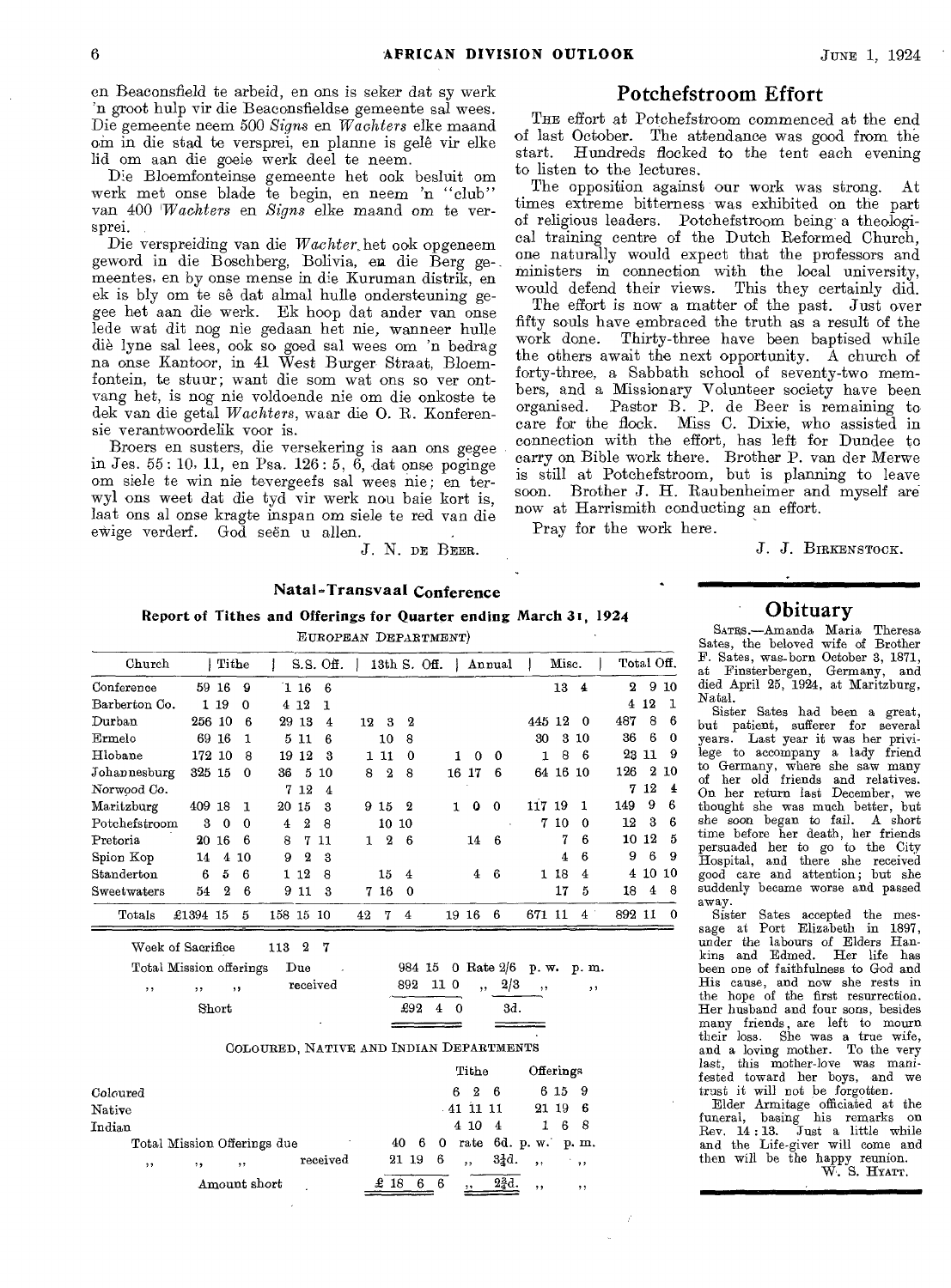en Beaconsfield te arbeid, en ons is seker dat sy werk 'n groot hulp vir die Beaconsfieldse gemeente sal wees. Die gemeente neem 500 *Signs* en *Wachters* elke maand om in die stad te versprei, en planne is gelê vir elke lid om aan die goeie werk deel te neem.

Die Bloemfonteinse gemeente het ook besluit om werk met onse blade te begin, en neem 'n "club" van 400 *Wachters* en *Signs* elke maand om te versprei.

Die verspreiding van die *Wachter* het ook opgeneem geword in die Boschberg, Bolivia, en die Berg gemeentes, en by onse mense in die Kuruman distrik, en ek is bly om te sê dat almal hulle ondersteuning gegee het aan die werk. Ek hoop dat ander van onse lede wat dit nog nie gedaan het nie, wanneer hulle diè lyne sal lees, ook so goed sal wees om 'n bedrag na onse Kantoor, in 41 West Burger Straat, Bloemfontein, te stuur; want die som wat ons so ver ontvang het, is nog nie voldoende nie om die onkoste te dek van die getal *Wachters*, waar die O. R. Konferensie verantwoordelik voor is.

Broers en susters, die versekering is aan ons gegee in Jes. 55: 10, 11, en Psa. 126: 5, 6, dat onse poginge om siele te win nie tevergeefs sal wees nie; en terwyl ons weet dat die tyd vir werk nou baie kort is, laat ons al onse kragte inspan om siele te red van die ewige verderf. God seën u allen.

J. N. DE BEER.

## Potchefstroom Effort

THE effort at Potchefstroom commenced at the end of last October. The attendance was good from the start. Hundreds flocked to the tent each evening to listen to the lectures.

The opposition against our work was strong. At times extreme bitterness was exhibited on the part of religious leaders. Potchefstroom being a theological training centre of the Dutch Reformed Church, one naturally would expect that the professors and ministers in connection with the local university, would defend their views. This they certainly did.

The effort is now a matter of the past. Just over fifty souls have embraced the truth as a result of the work done. Thirty-three have been baptised while the others await the next opportunity. A church of forty-three, a Sabbath school of seventy-two members, and a Missionary Volunteer society have been organised. Pastor B. P. de Beer is remaining to care for the flock. Miss C. Dixie, who assisted in connection with the effort, has left for Dundee to carry on Bible work there. Brother P. van der Merwe is still at Potchefstroom, but is planning to leave soon. Brother J. H. Raubenheimer and myself are now at Harrismith conducting an effort.

Pray for the work here.

J. J. BIRKENSTOCK.

## Natal-Transvaal Conference

### Report of Tithes and Offerings for Quarter ending March 31, 1924

EUROPEAN DEPARTMENT)

| Church | Tithe | S.S. Off. | 13th S. Off. | Annual | Misc. | Total Off. |
|---|---|---|---|---|---|---|
| Conference | 59 16 9 | 1 16 6 | | | 13 4 | 2 9 10 |
| Barberton Co. | 1 19 0 | 4 12 1 | | | | 4 12 1 |
| Durban | 256 10 6 | 29 13 4 | 12 3 2 | | 445 12 0 | 487 8 6 |
| Ermelo | 69 16 1 | 5 11 6 | 10 8 | | 30 3 10 | 36 6 0 |
| Hlobane | 172 10 8 | 19 12 3 | 1 11 0 | 1 0 0 | 1 8 6 | 23 11 9 |
| Johannesburg | 325 15 0 | 36 5 10 | 8 2 8 | 16 17 6 | 64 16 10 | 126 2 10 |
| Norwood Co. | | 7 12 4 | | | | 7 12 4 |
| Maritzburg | 409 18 1 | 20 15 3 | 9 15 2 | 1 0 0 | 117 19 1 | 149 9 6 |
| Potchefstroom | 3 0 0 | 4 2 8 | 10 10 | | 7 10 0 | 12 3 6 |
| Pretoria | 20 16 6 | 8 7 11 | 1 2 6 | 14 6 | 7 6 | 10 12 5 |
| Spion Kop | 14 4 10 | 9 2 3 | | | 4 6 | 9 6 9 |
| Standerton | 6 5 6 | 1 12 8 | 15 4 | 4 6 | 1 18 4 | 4 10 10 |
| Sweetwaters | 54 2 6 | 9 11 3 | 7 16 0 | | 17 5 | 18 4 8 |
| Totals | £1394 15 5 | 158 15 10 | 42 7 4 | 19 16 6 | 671 11 4 | 892 11 0 |

| | | | | | |
|---|---|---|---|---|---|
| Week of Sacrifice | 113 2 7 | | | | |
| Total Mission offerings | Due | 984 15 0 | Rate 2/6 | p. w. | p. m. |
| ,, ,, ,, | received | 892 11 0 | ,, 2/3 | ,, | ,, |
| Short | | £92 4 0 | 3d. | | |

COLOURED, NATIVE AND INDIAN DEPARTMENTS

| | Tithe | Offerings |
|---|---|---|
| Coloured | 6 2 6 | 6 15 9 |
| Native | 41 11 11 | 21 19 6 |
| Indian | 4 10 4 | 1 6 8 |

| | | | | | |
|---|---|---|---|---|---|
| Total Mission Offerings due | | 40 6 0 | rate 6d. | p. w. | p. m. |
| ,, ,, ,, | received | 21 19 6 | ,, 3¼d. | ,, | ,, |
| Amount short | | £ 18 6 6 | ,, 2¾d. | ,, | ,, |

## Obituary

SATES.—Amanda Maria Theresa Sates, the beloved wife of Brother F. Sates, was born October 3, 1871, at Finsterbergen, Germany, and died April 25, 1924, at Maritzburg, Natal.

Sister Sates had been a great, but patient, sufferer for several years. Last year it was her privilege to accompany a lady friend to Germany, where she saw many of her old friends and relatives. On her return last December, we thought she was much better, but she soon began to fail. A short time before her death, her friends persuaded her to go to the City Hospital, and there she received good care and attention; but she suddenly became worse and passed away.

Sister Sates accepted the message at Port Elizabeth in 1897, under the labours of Elders Hankins and Edmed. Her life has been one of faithfulness to God and His cause, and now she rests in the hope of the first resurrection. Her husband and four sons, besides many friends, are left to mourn their loss. She was a true wife, and a loving mother. To the very last, this mother-love was manifested toward her boys, and we trust it will not be forgotten.

Elder Armitage officiated at the funeral, basing his remarks on Rev. 14: 13. Just a little while and the Life-giver will come and then will be the happy reunion.

W. S. HYATT.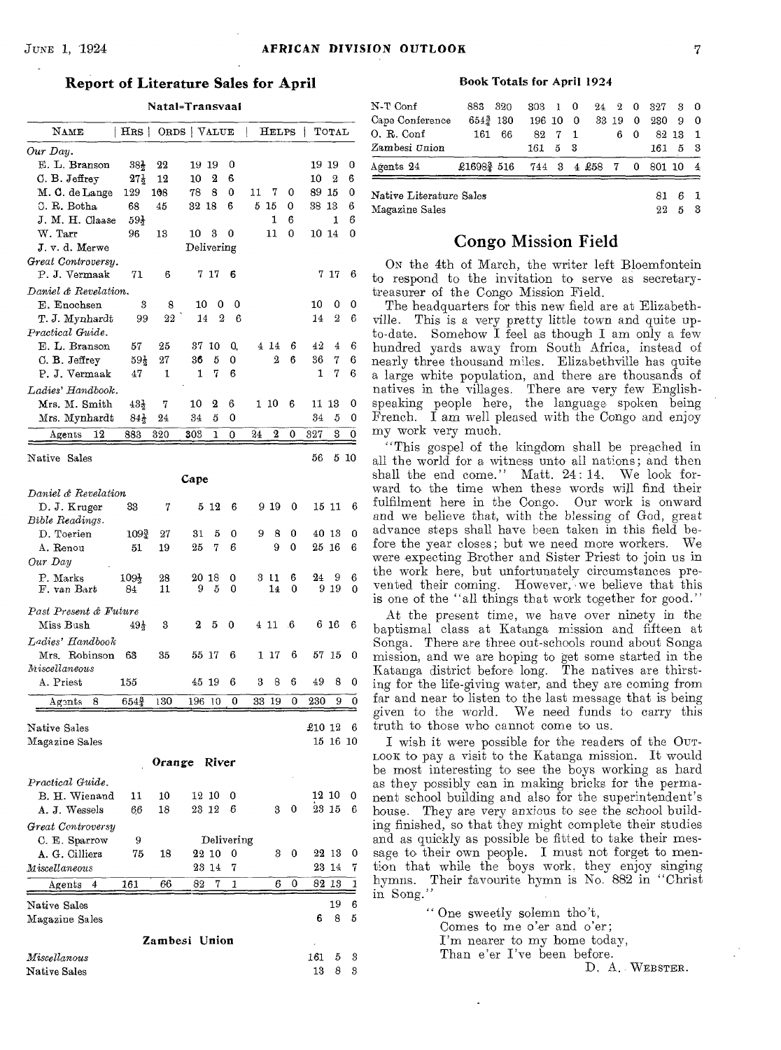## Report of Literature Sales for April

### Natal-Transvaal

| NAME | HRS | ORDS | VALUE | HELPS | TOTAL |
|---|---|---|---|---|---|
| *Our Day.* | | | | | |
| E. L. Branson | 38½ | 22 | 19 19 0 | | 19 19 0 |
| C. B. Jeffrey | 27½ | 12 | 10 2 6 | | 10 2 6 |
| M. C. de Lange | 129 | 108 | 78 8 0 | 11 7 0 | 89 15 0 |
| C. R. Botha | 68 | 45 | 32 18 6 | 5 15 0 | 38 13 6 |
| J. M. H. Claase | 59½ | | | 1 6 | 1 6 |
| W. Tarr | 96 | 13 | 10 3 0 | 11 0 | 10 14 0 |
| J. v. d. Merwe | | | Delivering | | |
| *Great Controversy.* | | | | | |
| P. J. Vermaak | 71 | 6 | 7 17 6 | | 7 17 6 |
| *Daniel & Revelation.* | | | | | |
| E. Enochsen | 3 | 8 | 10 0 0 | | 10 0 0 |
| T. J. Mynhardt | 99 | 22 | 14 2 6 | | 14 2 6 |
| *Practical Guide.* | | | | | |
| E. L. Branson | 57 | 25 | 37 10 0 | 4 14 6 | 42 4 6 |
| C. B. Jeffrey | 59½ | 27 | 36 5 0 | 2 6 | 36 7 6 |
| P. J. Vermaak | 47 | 1 | 1 7 6 | | 1 7 6 |
| *Ladies' Handbook.* | | | | | |
| Mrs. M. Smith | 43½ | 7 | 10 2 6 | 1 10 6 | 11 13 0 |
| Mrs. Mynhardt | 84½ | 24 | 34 5 0 | | 34 5 0 |
| Agents 12 | 883 | 320 | 303 1 0 | 24 2 0 | 327 3 0 |

Native Sales 56 5 10

### Cape

| NAME | HRS | ORDS | VALUE | HELPS | TOTAL |
|---|---|---|---|---|---|
| *Daniel & Revelation* | | | | | |
| D. J. Kruger | 33 | 7 | 5 12 6 | 9 19 0 | 15 11 6 |
| *Bible Readings.* | | | | | |
| D. Toerien | 109¾ | 27 | 31 5 0 | 9 8 0 | 40 13 0 |
| A. Renou | 51 | 19 | 25 7 6 | 9 0 | 25 16 6 |
| *Our Day* | | | | | |
| P. Marks | 109½ | 28 | 20 18 0 | 3 11 6 | 24 9 6 |
| F. van Bart | 84 | 11 | 9 5 0 | 14 0 | 9 19 0 |
| *Past Present & Future* | | | | | |
| Miss Bush | 49½ | 3 | 2 5 0 | 4 11 6 | 6 16 6 |
| *Ladies' Handbook* | | | | | |
| Mrs. Robinson | 63 | 35 | 55 17 6 | 1 17 6 | 57 15 0 |
| *Miscellaneous* | | | | | |
| A. Priest | 155 | | 45 19 6 | 3 8 6 | 49 8 0 |
| Agents 8 | 654¾ | 130 | 196 10 0 | 33 19 0 | 230 9 0 |

Native Sales £10 12 6
Magazine Sales 15 16 10

### Orange River

| NAME | HRS | ORDS | VALUE | HELPS | TOTAL |
|---|---|---|---|---|---|
| *Practical Guide.* | | | | | |
| B. H. Wienand | 11 | 10 | 12 10 0 | | 12 10 0 |
| A. J. Wessels | 66 | 18 | 23 12 6 | 3 0 | 23 15 6 |
| *Great Controversy* | | | | | |
| C. E. Sparrow | 9 | | Delivering | | |
| A. G. Cilliers | 75 | 18 | 22 10 0 | 3 0 | 22 13 0 |
| *Miscellaneous* | | | 23 14 7 | | 23 14 7 |
| Agents 4 | 161 | 66 | 82 7 1 | 6 0 | 82 13 1 |

Native Sales 19 6
Magazine Sales 6 8 5

### Zambesi Union

*Miscellanous* 161 5 3
Native Sales 13 8 3

### Book Totals for April 1924

| | HRS | ORDS | VALUE | HELPS | TOTAL |
|---|---|---|---|---|---|
| N-T Conf | 883 | 320 | 303 1 0 | 24 2 0 | 327 3 0 |
| Cape Conference | 654¾ | 130 | 196 10 0 | 33 19 0 | 230 9 0 |
| O. R. Conf | 161 | 66 | 82 7 1 | 6 0 | 82 13 1 |
| Zambesi Union | | | 161 5 3 | | 161 5 3 |
| Agents 24 | £1698¾ | 516 | 744 3 4 | £58 7 0 | 801 10 4 |

Native Literature Sales 81 6 1
Magazine Sales 22 5 3

## Congo Mission Field

On the 4th of March, the writer left Bloemfontein to respond to the invitation to serve as secretary-treasurer of the Congo Mission Field.

The headquarters for this new field are at Elizabethville. This is a very pretty little town and quite up-to-date. Somehow I feel as though I am only a few hundred yards away from South Africa, instead of nearly three thousand miles. Elizabethville has quite a large white population, and there are thousands of natives in the villages. There are very few English-speaking people here, the language spoken being French. I am well pleased with the Congo and enjoy my work very much.

"This gospel of the kingdom shall be preached in all the world for a witness unto all nations; and then shall the end come." Matt. 24: 14. We look forward to the time when these words will find their fulfilment here in the Congo. Our work is onward and we believe that, with the blessing of God, great advance steps shall have been taken in this field before the year closes; but we need more workers. We were expecting Brother and Sister Priest to join us in the work here, but unfortunately circumstances prevented their coming. However, we believe that this is one of the "all things that work together for good."

At the present time, we have over ninety in the baptismal class at Katanga mission and fifteen at Songa. There are three out-schools round about Songa mission, and we are hoping to get some started in the Katanga district before long. The natives are thirsting for the life-giving water, and they are coming from far and near to listen to the last message that is being given to the world. We need funds to carry this truth to those who cannot come to us.

I wish it were possible for the readers of the OUTLOOK to pay a visit to the Katanga mission. It would be most interesting to see the boys working as hard as they possibly can in making bricks for the permanent school building and also for the superintendent's house. They are very anxious to see the school building finished, so that they might complete their studies and as quickly as possible be fitted to take their message to their own people. I must not forget to mention that while the boys work, they enjoy singing hymns. Their favourite hymn is No. 882 in "Christ in Song."

> "One sweetly solemn tho't,
> Comes to me o'er and o'er;
> I'm nearer to my home today,
> Than e'er I've been before.

D. A. WEBSTER.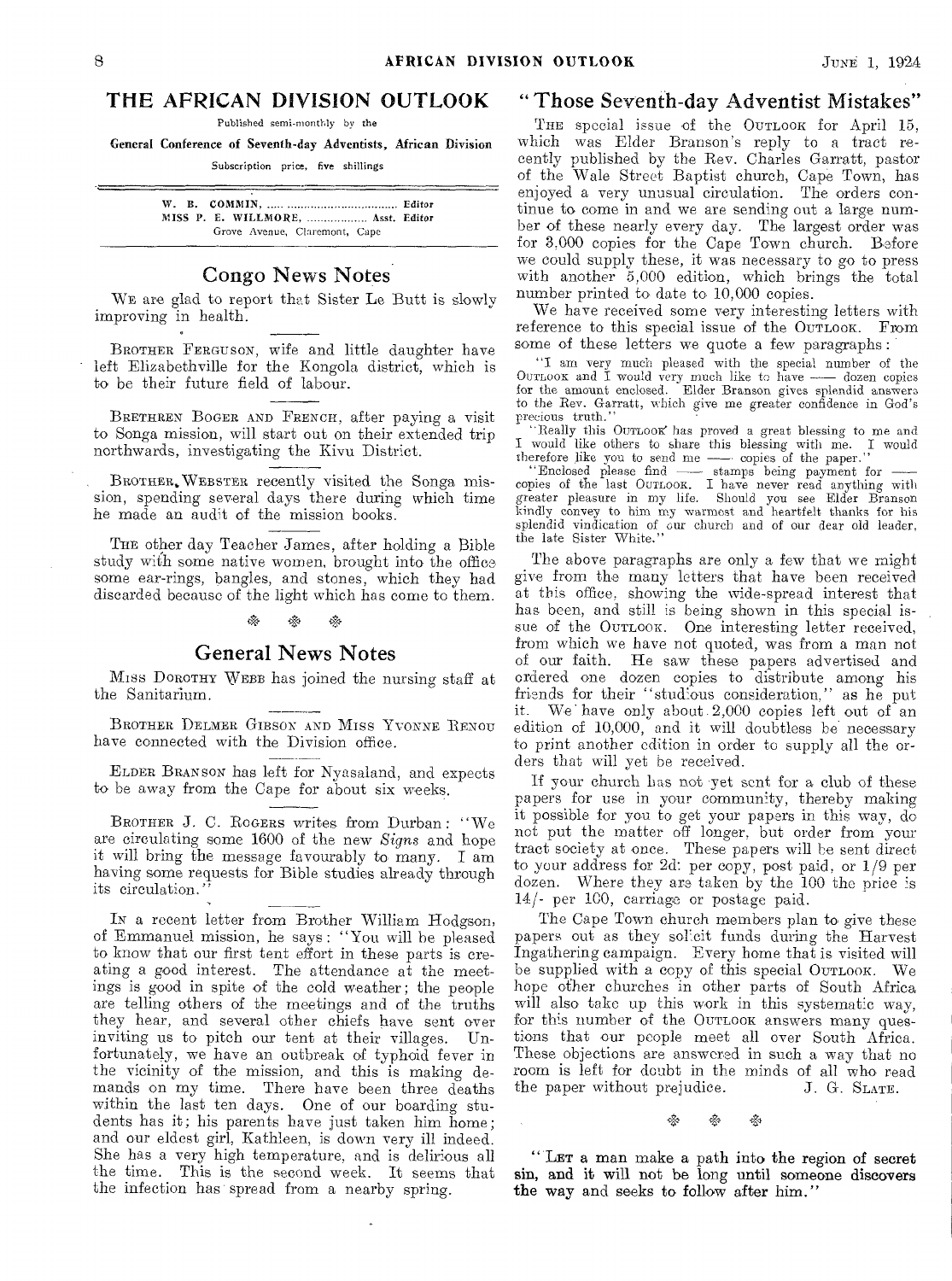# THE AFRICAN DIVISION OUTLOOK

Published semi-monthly by the

General Conference of Seventh-day Adventists, African Division

Subscription price, five shillings

W. B. COMMIN, ...................................... Editor
MISS P. E. WILLMORE, .................. Asst. Editor
Grove Avenue, Claremont, Cape

## Congo News Notes

WE are glad to report that Sister Le Butt is slowly improving in health.

BROTHER FERGUSON, wife and little daughter have left Elizabethville for the Kongola district, which is to be their future field of labour.

BRETHREN BOGER AND FRENCH, after paying a visit to Songa mission, will start out on their extended trip northwards, investigating the Kivu District.

BROTHER WEBSTER recently visited the Songa mission, spending several days there during which time he made an audit of the mission books.

THE other day Teacher James, after holding a Bible study with some native women, brought into the office some ear-rings, bangles, and stones, which they had discarded because of the light which has come to them.

## General News Notes

MISS DOROTHY WEBB has joined the nursing staff at the Sanitarium.

BROTHER DELMER GIBSON AND MISS YVONNE RENOU have connected with the Division office.

ELDER BRANSON has left for Nyasaland, and expects to be away from the Cape for about six weeks.

BROTHER J. C. ROGERS writes from Durban: "We are circulating some 1600 of the new *Signs* and hope it will bring the message favourably to many. I am having some requests for Bible studies already through its circulation."

IN a recent letter from Brother William Hodgson, of Emmanuel mission, he says: "You will be pleased to know that our first tent effort in these parts is creating a good interest. The attendance at the meetings is good in spite of the cold weather; the people are telling others of the meetings and of the truths they hear, and several other chiefs have sent over inviting us to pitch our tent at their villages. Unfortunately, we have an outbreak of typhoid fever in the vicinity of the mission, and this is making demands on my time. There have been three deaths within the last ten days. One of our boarding students has it; his parents have just taken him home; and our eldest girl, Kathleen, is down very ill indeed. She has a very high temperature, and is delirious all the time. This is the second week. It seems that the infection has spread from a nearby spring.

## "Those Seventh-day Adventist Mistakes"

THE special issue of the OUTLOOK for April 15, which was Elder Branson's reply to a tract recently published by the Rev. Charles Garratt, pastor of the Wale Street Baptist church, Cape Town, has enjoyed a very unusual circulation. The orders continue to come in and we are sending out a large number of these nearly every day. The largest order was for 3,000 copies for the Cape Town church. Before we could supply these, it was necessary to go to press with another 5,000 edition, which brings the total number printed to date to 10,000 copies.

We have received some very interesting letters with reference to this special issue of the OUTLOOK. From some of these letters we quote a few paragraphs:

"I am very much pleased with the special number of the OUTLOOK and I would very much like to have —— dozen copies for the amount enclosed. Elder Branson gives splendid answers to the Rev. Garratt, which give me greater confidence in God's precious truth."

"Really this OUTLOOK has proved a great blessing to me and I would like others to share this blessing with me. I would therefore like you to send me —— copies of the paper."

"Enclosed please find —— stamps being payment for —— copies of the last OUTLOOK. I have never read anything with greater pleasure in my life. Should you see Elder Branson kindly convey to him my warmest and heartfelt thanks for his splendid vindication of our church and of our dear old leader, the late Sister White."

The above paragraphs are only a few that we might give from the many letters that have been received at this office, showing the wide-spread interest that has been, and still is being shown in this special issue of the OUTLOOK. One interesting letter received, from which we have not quoted, was from a man not of our faith. He saw these papers advertised and ordered one dozen copies to distribute among his friends for their "studious consideration," as he put it. We have only about 2,000 copies left out of an edition of 10,000, and it will doubtless be necessary to print another edition in order to supply all the orders that will yet be received.

If your church has not yet sent for a club of these papers for use in your community, thereby making it possible for you to get your papers in this way, do not put the matter off longer, but order from your tract society at once. These papers will be sent direct to your address for 2d. per copy, post paid, or 1/9 per dozen. Where they are taken by the 100 the price is 14/- per 100, carriage or postage paid.

The Cape Town church members plan to give these papers out as they solicit funds during the Harvest Ingathering campaign. Every home that is visited will be supplied with a copy of this special OUTLOOK. We hope other churches in other parts of South Africa will also take up this work in this systematic way, for this number of the OUTLOOK answers many questions that our people meet all over South Africa. These objections are answered in such a way that no room is left for doubt in the minds of all who read the paper without prejudice.

J. G. SLATE.

**"LET a man make a path into the region of secret sin, and it will not be long until someone discovers the way and seeks to follow after him."**